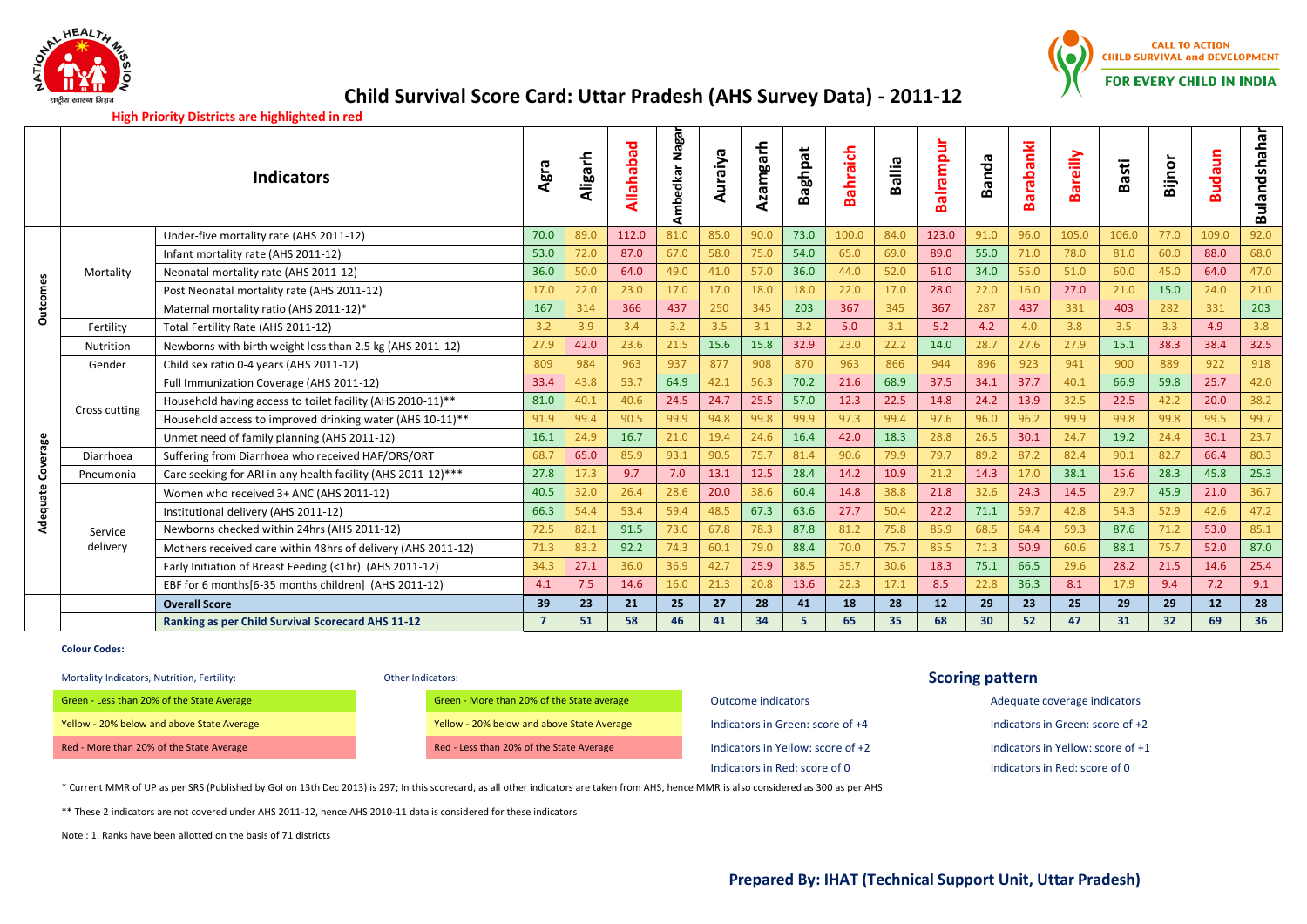# Child Survival Score Card: Uttar Pradesh (AHS Survey Data) - 2011-12

**High Priority Districts are highlighted in red**

| | | Indicators | Agra | Aligarh | Allahabad | Ambedkar Nagar | Auraiya | Azamgarh | Baghpat | Bahraich | Ballia | Balrampur | Banda | Barabanki | Bareilly | Basti | Bijnor | Budaun | Bulandshahar |
|---|---|---|---|---|---|---|---|---|---|---|---|---|---|---|---|---|---|---|---|
| Outcomes | Mortality | Under-five mortality rate (AHS 2011-12) | 70.0 | 89.0 | 112.0 | 81.0 | 85.0 | 90.0 | 73.0 | 100.0 | 84.0 | 123.0 | 91.0 | 96.0 | 105.0 | 106.0 | 77.0 | 109.0 | 92.0 |
| | | Infant mortality rate (AHS 2011-12) | 53.0 | 72.0 | 87.0 | 67.0 | 58.0 | 75.0 | 54.0 | 65.0 | 69.0 | 89.0 | 55.0 | 71.0 | 78.0 | 81.0 | 60.0 | 88.0 | 68.0 |
| | | Neonatal mortality rate (AHS 2011-12) | 36.0 | 50.0 | 64.0 | 49.0 | 41.0 | 57.0 | 36.0 | 44.0 | 52.0 | 61.0 | 34.0 | 55.0 | 51.0 | 60.0 | 45.0 | 64.0 | 47.0 |
| | | Post Neonatal mortality rate (AHS 2011-12) | 17.0 | 22.0 | 23.0 | 17.0 | 17.0 | 18.0 | 18.0 | 22.0 | 17.0 | 28.0 | 22.0 | 16.0 | 27.0 | 21.0 | 15.0 | 24.0 | 21.0 |
| | | Maternal mortality ratio (AHS 2011-12)* | 167 | 314 | 366 | 437 | 250 | 345 | 203 | 367 | 345 | 367 | 287 | 437 | 331 | 403 | 282 | 331 | 203 |
| | Fertility | Total Fertility Rate (AHS 2011-12) | 3.2 | 3.9 | 3.4 | 3.2 | 3.5 | 3.1 | 3.2 | 5.0 | 3.1 | 5.2 | 4.2 | 4.0 | 3.8 | 3.5 | 3.3 | 4.9 | 3.8 |
| | Nutrition | Newborns with birth weight less than 2.5 kg (AHS 2011-12) | 27.9 | 42.0 | 23.6 | 21.5 | 15.6 | 15.8 | 32.9 | 23.0 | 22.2 | 14.0 | 28.7 | 27.6 | 27.9 | 15.1 | 38.3 | 38.4 | 32.5 |
| | Gender | Child sex ratio 0-4 years (AHS 2011-12) | 809 | 984 | 963 | 937 | 877 | 908 | 870 | 963 | 866 | 944 | 896 | 923 | 941 | 900 | 889 | 922 | 918 |
| Adequate Coverage | Cross cutting | Full Immunization Coverage (AHS 2011-12) | 33.4 | 43.8 | 53.7 | 64.9 | 42.1 | 56.3 | 70.2 | 21.6 | 68.9 | 37.5 | 34.1 | 37.7 | 40.1 | 66.9 | 59.8 | 25.7 | 42.0 |
| | | Household having access to toilet facility (AHS 2010-11)** | 81.0 | 40.1 | 40.6 | 24.5 | 24.7 | 25.5 | 57.0 | 12.3 | 22.5 | 14.8 | 24.2 | 13.9 | 32.5 | 22.5 | 42.2 | 20.0 | 38.2 |
| | | Household access to improved drinking water (AHS 10-11)** | 91.9 | 99.4 | 90.5 | 99.9 | 94.8 | 99.8 | 99.9 | 97.3 | 99.4 | 97.6 | 96.0 | 96.2 | 99.9 | 99.8 | 99.8 | 99.5 | 99.7 |
| | | Unmet need of family planning (AHS 2011-12) | 16.1 | 24.9 | 16.7 | 21.0 | 19.4 | 24.6 | 16.4 | 42.0 | 18.3 | 28.8 | 26.5 | 30.1 | 24.7 | 19.2 | 24.4 | 30.1 | 23.7 |
| | Diarrhoea | Suffering from Diarrhoea who received HAF/ORS/ORT | 68.7 | 65.0 | 85.9 | 93.1 | 90.5 | 75.7 | 81.4 | 90.6 | 79.9 | 79.7 | 89.2 | 87.2 | 82.4 | 90.1 | 82.7 | 66.4 | 80.3 |
| | Pneumonia | Care seeking for ARI in any health facility (AHS 2011-12)*** | 27.8 | 17.3 | 9.7 | 7.0 | 13.1 | 12.5 | 28.4 | 14.2 | 10.9 | 21.2 | 14.3 | 17.0 | 38.1 | 15.6 | 28.3 | 45.8 | 25.3 |
| | Service delivery | Women who received 3+ ANC (AHS 2011-12) | 40.5 | 32.0 | 26.4 | 28.6 | 20.0 | 38.6 | 60.4 | 14.8 | 38.8 | 21.8 | 32.6 | 24.3 | 14.5 | 29.7 | 45.9 | 21.0 | 36.7 |
| | | Institutional delivery (AHS 2011-12) | 66.3 | 54.4 | 53.4 | 59.4 | 48.5 | 67.3 | 63.6 | 27.7 | 50.4 | 22.2 | 71.1 | 59.7 | 42.8 | 54.3 | 52.9 | 42.6 | 47.2 |
| | | Newborns checked within 24hrs (AHS 2011-12) | 72.5 | 82.1 | 91.5 | 73.0 | 67.8 | 78.3 | 87.8 | 81.2 | 75.8 | 85.9 | 68.5 | 64.4 | 59.3 | 87.6 | 71.2 | 53.0 | 85.1 |
| | | Mothers received care within 48hrs of delivery (AHS 2011-12) | 71.3 | 83.2 | 92.2 | 74.3 | 60.1 | 79.0 | 88.4 | 70.0 | 75.7 | 85.5 | 71.3 | 50.9 | 60.6 | 88.1 | 75.7 | 52.0 | 87.0 |
| | | Early Initiation of Breast Feeding (<1hr) (AHS 2011-12) | 34.3 | 27.1 | 36.0 | 36.9 | 42.7 | 25.9 | 38.5 | 35.7 | 30.6 | 18.3 | 75.1 | 66.5 | 29.6 | 28.2 | 21.5 | 14.6 | 25.4 |
| | | EBF for 6 months[6-35 months children] (AHS 2011-12) | 4.1 | 7.5 | 14.6 | 16.0 | 21.3 | 20.8 | 13.6 | 22.3 | 17.1 | 8.5 | 22.8 | 36.3 | 8.1 | 17.9 | 9.4 | 7.2 | 9.1 |
| | | **Overall Score** | **39** | **23** | **21** | **25** | **27** | **28** | **41** | **18** | **28** | **12** | **29** | **23** | **25** | **29** | **29** | **12** | **28** |
| | | **Ranking as per Child Survival Scorecard AHS 11-12** | **7** | **51** | **58** | **46** | **41** | **34** | **5** | **65** | **35** | **68** | **30** | **52** | **47** | **31** | **32** | **69** | **36** |

**Colour Codes:**

| Mortality Indicators, Nutrition, Fertility: | Other Indicators: |
|---|---|
| Green - Less than 20% of the State Average | Green - More than 20% of the State average |
| Yellow - 20% below and above State Average | Yellow - 20% below and above State Average |
| Red - More than 20% of the State Average | Red - Less than 20% of the State Average |

### Scoring pattern

| Outcome indicators | Adequate coverage indicators |
|---|---|
| Indicators in Green: score of +4 | Indicators in Green: score of +2 |
| Indicators in Yellow: score of +2 | Indicators in Yellow: score of +1 |
| Indicators in Red: score of 0 | Indicators in Red: score of 0 |

* Current MMR of UP as per SRS (Published by GoI on 13th Dec 2013) is 297; In this scorecard, as all other indicators are taken from AHS, hence MMR is also considered as 300 as per AHS

** These 2 indicators are not covered under AHS 2011-12, hence AHS 2010-11 data is considered for these indicators

Note : 1. Ranks have been allotted on the basis of 71 districts

**Prepared By: IHAT (Technical Support Unit, Uttar Pradesh)**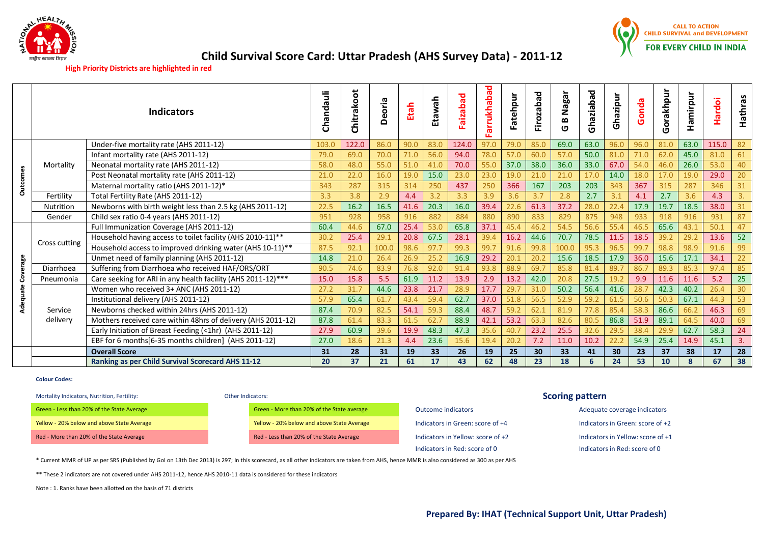# Child Survival Score Card: Uttar Pradesh (AHS Survey Data) - 2011-12

**High Priority Districts are highlighted in red**

CALL TO ACTION
CHILD SURVIVAL and DEVELOPMENT
FOR EVERY CHILD IN INDIA

| | | Indicators | Chandauli | Chitrakoot | Deoria | Etah | Etawah | Faizabad | Farrukhabad | Fatehpur | Firozabad | G B Nagar | Ghaziabad | Ghazipur | Gonda | Gorakhpur | Hamirpur | Hardoi | Hathras |
|---|---|---|---|---|---|---|---|---|---|---|---|---|---|---|---|---|---|---|---|
| Outcomes | Mortality | Under-five mortality rate (AHS 2011-12) | 103.0 | 122.0 | 86.0 | 90.0 | 83.0 | 124.0 | 97.0 | 79.0 | 85.0 | 69.0 | 63.0 | 96.0 | 96.0 | 81.0 | 63.0 | 115.0 | 82 |
| | | Infant mortality rate (AHS 2011-12) | 79.0 | 69.0 | 70.0 | 71.0 | 56.0 | 94.0 | 78.0 | 57.0 | 60.0 | 57.0 | 50.0 | 81.0 | 71.0 | 62.0 | 45.0 | 81.0 | 61 |
| | | Neonatal mortality rate (AHS 2011-12) | 58.0 | 48.0 | 55.0 | 51.0 | 41.0 | 70.0 | 55.0 | 37.0 | 38.0 | 36.0 | 33.0 | 67.0 | 54.0 | 46.0 | 26.0 | 53.0 | 40 |
| | | Post Neonatal mortality rate (AHS 2011-12) | 21.0 | 22.0 | 16.0 | 19.0 | 15.0 | 23.0 | 23.0 | 19.0 | 21.0 | 21.0 | 17.0 | 14.0 | 18.0 | 17.0 | 19.0 | 29.0 | 20 |
| | | Maternal mortality ratio (AHS 2011-12)* | 343 | 287 | 315 | 314 | 250 | 437 | 250 | 366 | 167 | 203 | 203 | 343 | 367 | 315 | 287 | 346 | 31 |
| | Fertility | Total Fertility Rate (AHS 2011-12) | 3.3 | 3.8 | 2.9 | 4.4 | 3.2 | 3.3 | 3.9 | 3.6 | 3.7 | 2.8 | 2.7 | 3.1 | 4.1 | 2.7 | 3.6 | 4.3 | 3. |
| | Nutrition | Newborns with birth weight less than 2.5 kg (AHS 2011-12) | 22.5 | 16.2 | 16.5 | 41.6 | 20.3 | 16.0 | 39.4 | 22.6 | 61.3 | 37.2 | 28.0 | 22.4 | 17.9 | 19.7 | 18.5 | 38.0 | 31 |
| | Gender | Child sex ratio 0-4 years (AHS 2011-12) | 951 | 928 | 958 | 916 | 882 | 884 | 880 | 890 | 833 | 829 | 875 | 948 | 933 | 918 | 916 | 931 | 87 |
| Adequate Coverage | Cross cutting | Full Immunization Coverage (AHS 2011-12) | 60.4 | 44.6 | 67.0 | 25.4 | 53.0 | 65.8 | 37.1 | 45.4 | 46.2 | 54.5 | 56.6 | 55.4 | 46.5 | 65.6 | 43.1 | 50.1 | 47 |
| | | Household having access to toilet facility (AHS 2010-11)** | 30.2 | 25.4 | 29.1 | 20.8 | 67.5 | 28.1 | 39.4 | 16.2 | 44.6 | 70.7 | 78.5 | 11.5 | 18.5 | 39.2 | 29.2 | 13.6 | 52 |
| | | Household access to improved drinking water (AHS 10-11)** | 87.5 | 92.1 | 100.0 | 98.6 | 97.7 | 99.3 | 99.7 | 91.6 | 99.8 | 100.0 | 95.3 | 96.5 | 99.7 | 98.8 | 98.9 | 91.6 | 99 |
| | | Unmet need of family planning (AHS 2011-12) | 14.8 | 21.0 | 26.4 | 26.9 | 25.2 | 16.9 | 29.2 | 20.1 | 20.2 | 15.6 | 18.5 | 17.9 | 36.0 | 15.6 | 17.1 | 34.1 | 22 |
| | Diarrhoea | Suffering from Diarrhoea who received HAF/ORS/ORT | 90.5 | 74.6 | 83.9 | 76.8 | 92.0 | 91.4 | 93.8 | 88.9 | 69.7 | 85.8 | 81.4 | 89.7 | 86.7 | 89.3 | 85.3 | 97.4 | 85 |
| | Pneumonia | Care seeking for ARI in any health facility (AHS 2011-12)*** | 15.0 | 15.8 | 5.5 | 61.9 | 11.2 | 13.9 | 2.9 | 13.2 | 42.0 | 20.8 | 27.5 | 19.2 | 9.9 | 11.6 | 11.6 | 5.2 | 25 |
| | Service delivery | Women who received 3+ ANC (AHS 2011-12) | 27.2 | 31.7 | 44.6 | 23.8 | 21.7 | 28.9 | 17.7 | 29.7 | 31.0 | 50.2 | 56.4 | 41.6 | 28.7 | 42.3 | 40.2 | 26.4 | 30 |
| | | Institutional delivery (AHS 2011-12) | 57.9 | 65.4 | 61.7 | 43.4 | 59.4 | 62.7 | 37.0 | 51.8 | 56.5 | 52.9 | 59.2 | 61.5 | 50.6 | 50.3 | 67.1 | 44.3 | 53 |
| | | Newborns checked within 24hrs (AHS 2011-12) | 87.4 | 70.9 | 82.5 | 54.1 | 59.3 | 88.4 | 48.7 | 59.2 | 62.1 | 81.9 | 77.8 | 85.4 | 58.3 | 86.6 | 66.2 | 46.3 | 69 |
| | | Mothers received care within 48hrs of delivery (AHS 2011-12) | 87.8 | 61.4 | 83.3 | 61.5 | 62.7 | 88.9 | 42.1 | 53.2 | 63.3 | 82.6 | 80.5 | 86.8 | 51.9 | 89.1 | 64.5 | 40.0 | 69 |
| | | Early Initiation of Breast Feeding (<1hr) (AHS 2011-12) | 27.9 | 60.9 | 39.6 | 19.9 | 48.3 | 47.3 | 35.6 | 40.7 | 23.2 | 18.3 | 25.5 | 32.6 | 29.5 | 38.4 | 29.9 | 62.7 | 58.3 | 24 |
| | | EBF for 6 months[6-35 months children] (AHS 2011-12) | 27.0 | 18.6 | 21.3 | 4.4 | 23.6 | 15.6 | 19.4 | 20.2 | 7.2 | 11.0 | 10.2 | 22.2 | 54.9 | 25.4 | 14.9 | 45.1 | 3. |
| | | **Overall Score** | 31 | 28 | 31 | 19 | 33 | 26 | 19 | 25 | 30 | 33 | 41 | 30 | 23 | 37 | 38 | 17 | 28 |
| | | **Ranking as per Child Survival Scorecard AHS 11-12** | 20 | 37 | 21 | 61 | 17 | 43 | 62 | 48 | 23 | 18 | 6 | 24 | 53 | 10 | 8 | 67 | 38 |

**Colour Codes:**

| Mortality Indicators, Nutrition, Fertility: | Other Indicators: |
|---|---|
| Green - Less than 20% of the State Average | Green - More than 20% of the State average |
| Yellow - 20% below and above State Average | Yellow - 20% below and above State Average |
| Red - More than 20% of the State Average | Red - Less than 20% of the State Average |

**Scoring pattern**

| Outcome indicators | Adequate coverage indicators |
|---|---|
| Indicators in Green: score of +4 | Indicators in Green: score of +2 |
| Indicators in Yellow: score of +2 | Indicators in Yellow: score of +1 |
| Indicators in Red: score of 0 | Indicators in Red: score of 0 |

\* Current MMR of UP as per SRS (Published by GoI on 13th Dec 2013) is 297; In this scorecard, as all other indicators are taken from AHS, hence MMR is also considered as 300 as per AHS

** These 2 indicators are not covered under AHS 2011-12, hence AHS 2010-11 data is considered for these indicators

Note : 1. Ranks have been allotted on the basis of 71 districts

**Prepared By: IHAT (Technical Support Unit, Uttar Pradesh)**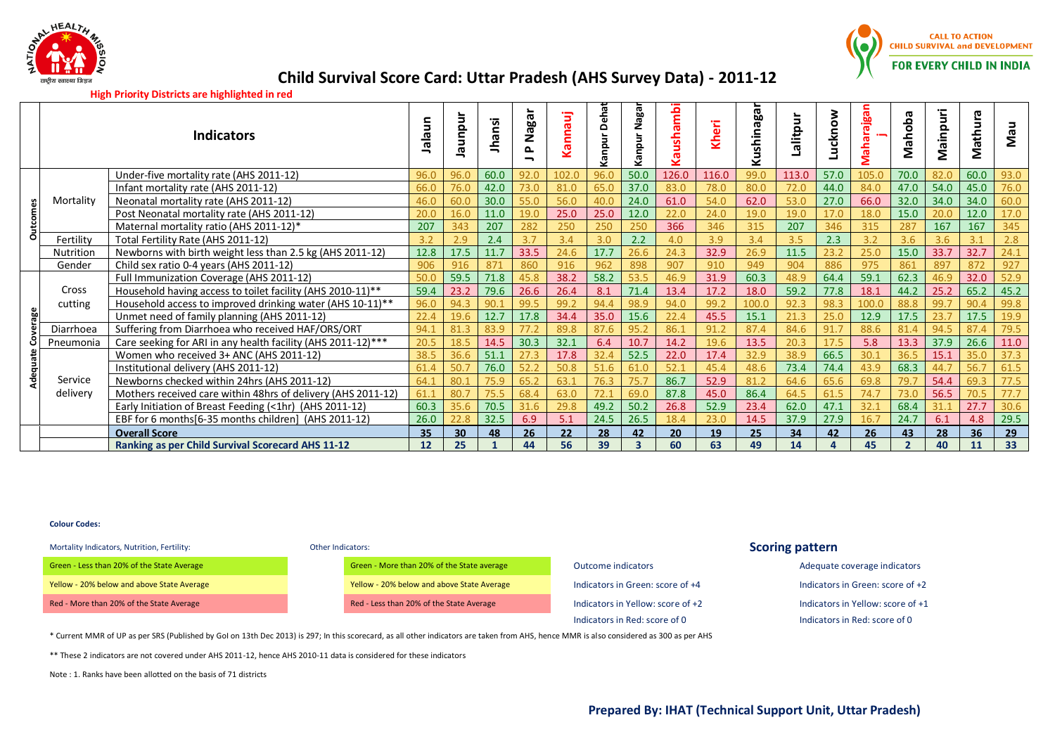# Child Survival Score Card: Uttar Pradesh (AHS Survey Data) - 2011-12

**High Priority Districts are highlighted in red**

CALL TO ACTION
CHILD SURVIVAL and DEVELOPMENT
FOR EVERY CHILD IN INDIA

| | | Indicators | Jalaun | Jaunpur | Jhansi | J P Nagar | Kannauj | Kanpur Dehat | Kanpur Nagar | Kaushambi | Kheri | Kushinagar | Lalitpur | Lucknow | Maharajganj | Mahoba | Mainpuri | Mathura | Mau |
|---|---|---|---|---|---|---|---|---|---|---|---|---|---|---|---|---|---|---|---|
| Outcomes | Mortality | Under-five mortality rate (AHS 2011-12) | 96.0 | 96.0 | 60.0 | 92.0 | 102.0 | 96.0 | 50.0 | 126.0 | 116.0 | 99.0 | 113.0 | 57.0 | 105.0 | 70.0 | 82.0 | 60.0 | 93.0 |
| | | Infant mortality rate (AHS 2011-12) | 66.0 | 76.0 | 42.0 | 73.0 | 81.0 | 65.0 | 37.0 | 83.0 | 78.0 | 80.0 | 72.0 | 44.0 | 84.0 | 47.0 | 54.0 | 45.0 | 76.0 |
| | | Neonatal mortality rate (AHS 2011-12) | 46.0 | 60.0 | 30.0 | 55.0 | 56.0 | 40.0 | 24.0 | 61.0 | 54.0 | 62.0 | 53.0 | 27.0 | 66.0 | 32.0 | 34.0 | 34.0 | 60.0 |
| | | Post Neonatal mortality rate (AHS 2011-12) | 20.0 | 16.0 | 11.0 | 19.0 | 25.0 | 25.0 | 12.0 | 22.0 | 24.0 | 19.0 | 19.0 | 17.0 | 18.0 | 15.0 | 20.0 | 12.0 | 17.0 |
| | | Maternal mortality ratio (AHS 2011-12)* | 207 | 343 | 207 | 282 | 250 | 250 | 250 | 366 | 346 | 315 | 207 | 346 | 315 | 287 | 167 | 167 | 345 |
| | Fertility | Total Fertility Rate (AHS 2011-12) | 3.2 | 2.9 | 2.4 | 3.7 | 3.4 | 3.0 | 2.2 | 4.0 | 3.9 | 3.4 | 3.5 | 2.3 | 3.2 | 3.6 | 3.6 | 3.1 | 2.8 |
| | Nutrition | Newborns with birth weight less than 2.5 kg (AHS 2011-12) | 12.8 | 17.5 | 11.7 | 33.5 | 24.6 | 17.7 | 26.6 | 24.3 | 32.9 | 26.9 | 11.5 | 23.2 | 25.0 | 15.0 | 33.7 | 32.7 | 24.1 |
| | Gender | Child sex ratio 0-4 years (AHS 2011-12) | 906 | 916 | 871 | 860 | 916 | 962 | 898 | 907 | 910 | 949 | 904 | 886 | 975 | 861 | 897 | 872 | 927 |
| Adequate Coverage | Cross cutting | Full Immunization Coverage (AHS 2011-12) | 50.0 | 59.5 | 71.8 | 45.8 | 38.2 | 58.2 | 53.5 | 46.9 | 31.9 | 60.3 | 48.9 | 64.4 | 59.1 | 62.3 | 46.9 | 32.0 | 52.9 |
| | | Household having access to toilet facility (AHS 2010-11)** | 59.4 | 23.2 | 79.6 | 26.6 | 26.4 | 8.1 | 71.4 | 13.4 | 17.2 | 18.0 | 59.2 | 77.8 | 18.1 | 44.2 | 25.2 | 65.2 | 45.2 |
| | | Household access to improved drinking water (AHS 10-11)** | 96.0 | 94.3 | 90.1 | 99.5 | 99.2 | 94.4 | 98.9 | 94.0 | 99.2 | 100.0 | 92.3 | 98.3 | 100.0 | 88.8 | 99.7 | 90.4 | 99.8 |
| | | Unmet need of family planning (AHS 2011-12) | 22.4 | 19.6 | 12.7 | 17.8 | 34.4 | 35.0 | 15.6 | 22.4 | 45.5 | 15.1 | 21.3 | 25.0 | 12.9 | 17.5 | 23.7 | 17.5 | 19.9 |
| | Diarrhoea | Suffering from Diarrhoea who received HAF/ORS/ORT | 94.1 | 81.3 | 83.9 | 77.2 | 89.8 | 87.6 | 95.2 | 86.1 | 91.2 | 87.4 | 84.6 | 91.7 | 88.6 | 81.4 | 94.5 | 87.4 | 79.5 |
| | Pneumonia | Care seeking for ARI in any health facility (AHS 2011-12)*** | 20.5 | 18.5 | 14.5 | 30.3 | 32.1 | 6.4 | 10.7 | 14.2 | 19.6 | 13.5 | 20.3 | 17.5 | 5.8 | 13.3 | 37.9 | 26.6 | 11.0 |
| | Service delivery | Women who received 3+ ANC (AHS 2011-12) | 38.5 | 36.6 | 51.1 | 27.3 | 17.8 | 32.4 | 52.5 | 22.0 | 17.4 | 32.9 | 38.9 | 66.5 | 30.1 | 36.5 | 15.1 | 35.0 | 37.3 |
| | | Institutional delivery (AHS 2011-12) | 61.4 | 50.7 | 76.0 | 52.2 | 50.8 | 51.6 | 61.0 | 52.1 | 45.4 | 48.6 | 73.4 | 74.4 | 43.9 | 68.3 | 44.7 | 56.7 | 61.5 |
| | | Newborns checked within 24hrs (AHS 2011-12) | 64.1 | 80.1 | 75.9 | 65.2 | 63.1 | 76.3 | 75.7 | 86.7 | 52.9 | 81.2 | 64.6 | 65.6 | 69.8 | 79.7 | 54.4 | 69.3 | 77.5 |
| | | Mothers received care within 48hrs of delivery (AHS 2011-12) | 61.1 | 80.7 | 75.5 | 68.4 | 63.0 | 72.1 | 69.0 | 87.8 | 45.0 | 86.4 | 64.5 | 61.5 | 74.7 | 73.0 | 56.5 | 70.5 | 77.7 |
| | | Early Initiation of Breast Feeding (<1hr) (AHS 2011-12) | 60.3 | 35.6 | 70.5 | 31.6 | 29.8 | 49.2 | 50.2 | 26.8 | 52.9 | 23.4 | 62.0 | 47.1 | 32.1 | 68.4 | 31.1 | 27.7 | 30.6 |
| | | EBF for 6 months[6-35 months children] (AHS 2011-12) | 26.0 | 22.8 | 32.5 | 6.9 | 5.1 | 24.5 | 26.5 | 18.4 | 23.0 | 14.5 | 37.9 | 27.9 | 16.7 | 24.7 | 6.1 | 4.8 | 29.5 |
| | | **Overall Score** | **35** | **30** | **48** | **26** | **22** | **28** | **42** | **20** | **19** | **25** | **34** | **42** | **26** | **43** | **28** | **36** | **29** |
| | | **Ranking as per Child Survival Scorecard AHS 11-12** | **12** | **25** | **1** | **44** | **56** | **39** | **3** | **60** | **63** | **49** | **14** | **4** | **45** | **2** | **40** | **11** | **33** |

**Colour Codes:**

| Mortality Indicators, Nutrition, Fertility: | Other Indicators: |
|---|---|
| Green - Less than 20% of the State Average | Green - More than 20% of the State average |
| Yellow - 20% below and above State Average | Yellow - 20% below and above State Average |
| Red - More than 20% of the State Average | Red - Less than 20% of the State Average |

**Scoring pattern**

| Outcome indicators | Adequate coverage indicators |
|---|---|
| Indicators in Green: score of +4 | Indicators in Green: score of +2 |
| Indicators in Yellow: score of +2 | Indicators in Yellow: score of +1 |
| Indicators in Red: score of 0 | Indicators in Red: score of 0 |

\* Current MMR of UP as per SRS (Published by GoI on 13th Dec 2013) is 297; In this scorecard, as all other indicators are taken from AHS, hence MMR is also considered as 300 as per AHS

** These 2 indicators are not covered under AHS 2011-12, hence AHS 2010-11 data is considered for these indicators

Note : 1. Ranks have been allotted on the basis of 71 districts

**Prepared By: IHAT (Technical Support Unit, Uttar Pradesh)**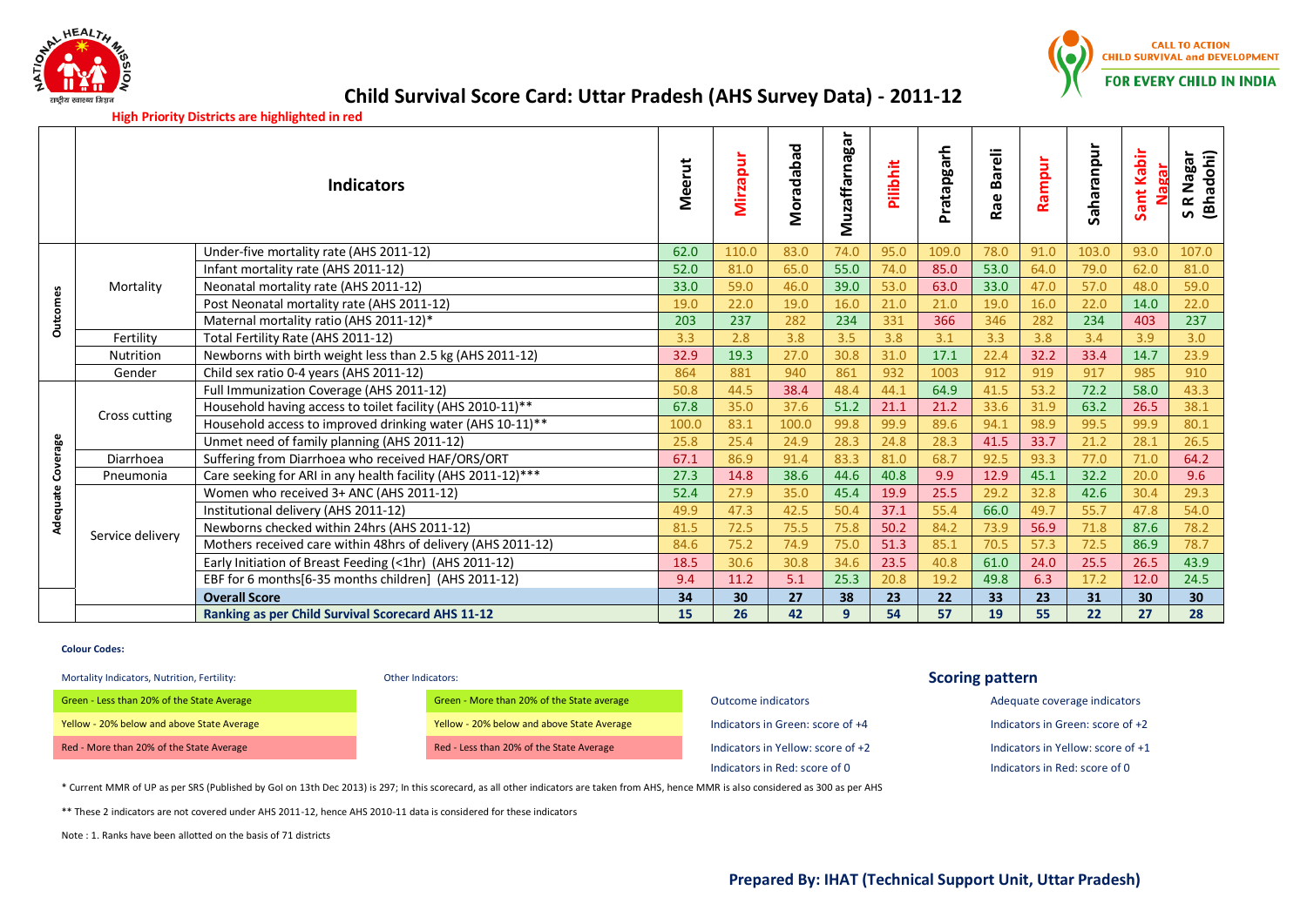# Child Survival Score Card: Uttar Pradesh (AHS Survey Data) - 2011-12

**High Priority Districts are highlighted in red**

| | | Indicators | Meerut | Mirzapur | Moradabad | Muzaffarnagar | Pilibhit | Pratapgarh | Rae Bareli | Rampur | Saharanpur | Sant Kabir Nagar | S R Nagar (Bhadohi) |
|---|---|---|---|---|---|---|---|---|---|---|---|---|---|
| Outcomes | Mortality | Under-five mortality rate (AHS 2011-12) | 62.0 | 110.0 | 83.0 | 74.0 | 95.0 | 109.0 | 78.0 | 91.0 | 103.0 | 93.0 | 107.0 |
| | | Infant mortality rate (AHS 2011-12) | 52.0 | 81.0 | 65.0 | 55.0 | 74.0 | 85.0 | 53.0 | 64.0 | 79.0 | 62.0 | 81.0 |
| | | Neonatal mortality rate (AHS 2011-12) | 33.0 | 59.0 | 46.0 | 39.0 | 53.0 | 63.0 | 33.0 | 47.0 | 57.0 | 48.0 | 59.0 |
| | | Post Neonatal mortality rate (AHS 2011-12) | 19.0 | 22.0 | 19.0 | 16.0 | 21.0 | 21.0 | 19.0 | 16.0 | 22.0 | 14.0 | 22.0 |
| | | Maternal mortality ratio (AHS 2011-12)* | 203 | 237 | 282 | 234 | 331 | 366 | 346 | 282 | 234 | 403 | 237 |
| | Fertility | Total Fertility Rate (AHS 2011-12) | 3.3 | 2.8 | 3.8 | 3.5 | 3.8 | 3.1 | 3.3 | 3.8 | 3.4 | 3.9 | 3.0 |
| | Nutrition | Newborns with birth weight less than 2.5 kg (AHS 2011-12) | 32.9 | 19.3 | 27.0 | 30.8 | 31.0 | 17.1 | 22.4 | 32.2 | 33.4 | 14.7 | 23.9 |
| | Gender | Child sex ratio 0-4 years (AHS 2011-12) | 864 | 881 | 940 | 861 | 932 | 1003 | 912 | 919 | 917 | 985 | 910 |
| Adequate Coverage | Cross cutting | Full Immunization Coverage (AHS 2011-12) | 50.8 | 44.5 | 38.4 | 48.4 | 44.1 | 64.9 | 41.5 | 53.2 | 72.2 | 58.0 | 43.3 |
| | | Household having access to toilet facility (AHS 2010-11)** | 67.8 | 35.0 | 37.6 | 51.2 | 21.1 | 21.2 | 33.6 | 31.9 | 63.2 | 26.5 | 38.1 |
| | | Household access to improved drinking water (AHS 10-11)** | 100.0 | 83.1 | 100.0 | 99.8 | 99.9 | 89.6 | 94.1 | 98.9 | 99.5 | 99.9 | 80.1 |
| | | Unmet need of family planning (AHS 2011-12) | 25.8 | 25.4 | 24.9 | 28.3 | 24.8 | 28.3 | 41.5 | 33.7 | 21.2 | 28.1 | 26.5 |
| | Diarrhoea | Suffering from Diarrhoea who received HAF/ORS/ORT | 67.1 | 86.9 | 91.4 | 83.3 | 81.0 | 68.7 | 92.5 | 93.3 | 77.0 | 71.0 | 64.2 |
| | Pneumonia | Care seeking for ARI in any health facility (AHS 2011-12)*** | 27.3 | 14.8 | 38.6 | 44.6 | 40.8 | 9.9 | 12.9 | 45.1 | 32.2 | 20.0 | 9.6 |
| | Service delivery | Women who received 3+ ANC (AHS 2011-12) | 52.4 | 27.9 | 35.0 | 45.4 | 19.9 | 25.5 | 29.2 | 32.8 | 42.6 | 30.4 | 29.3 |
| | | Institutional delivery (AHS 2011-12) | 49.9 | 47.3 | 42.5 | 50.4 | 37.1 | 55.4 | 66.0 | 49.7 | 55.7 | 47.8 | 54.0 |
| | | Newborns checked within 24hrs (AHS 2011-12) | 81.5 | 72.5 | 75.5 | 75.8 | 50.2 | 84.2 | 73.9 | 56.9 | 71.8 | 87.6 | 78.2 |
| | | Mothers received care within 48hrs of delivery (AHS 2011-12) | 84.6 | 75.2 | 74.9 | 75.0 | 51.3 | 85.1 | 70.5 | 57.3 | 72.5 | 86.9 | 78.7 |
| | | Early Initiation of Breast Feeding (<1hr) (AHS 2011-12) | 18.5 | 30.6 | 30.8 | 34.6 | 23.5 | 40.8 | 61.0 | 24.0 | 25.5 | 26.5 | 43.9 |
| | | EBF for 6 months[6-35 months children] (AHS 2011-12) | 9.4 | 11.2 | 5.1 | 25.3 | 20.8 | 19.2 | 49.8 | 6.3 | 17.2 | 12.0 | 24.5 |
| | | **Overall Score** | **34** | **30** | **27** | **38** | **23** | **22** | **33** | **23** | **31** | **30** | **30** |
| | | **Ranking as per Child Survival Scorecard AHS 11-12** | **15** | **26** | **42** | **9** | **54** | **57** | **19** | **55** | **22** | **27** | **28** |

**Colour Codes:**

| Mortality Indicators, Nutrition, Fertility: | Other Indicators: |
|---|---|
| Green - Less than 20% of the State Average | Green - More than 20% of the State average |
| Yellow - 20% below and above State Average | Yellow - 20% below and above State Average |
| Red - More than 20% of the State Average | Red - Less than 20% of the State Average |

**Scoring pattern**

| Outcome indicators | Adequate coverage indicators |
|---|---|
| Indicators in Green: score of +4 | Indicators in Green: score of +2 |
| Indicators in Yellow: score of +2 | Indicators in Yellow: score of +1 |
| Indicators in Red: score of 0 | Indicators in Red: score of 0 |

* Current MMR of UP as per SRS (Published by GoI on 13th Dec 2013) is 297; In this scorecard, as all other indicators are taken from AHS, hence MMR is also considered as 300 as per AHS

** These 2 indicators are not covered under AHS 2011-12, hence AHS 2010-11 data is considered for these indicators

Note : 1. Ranks have been allotted on the basis of 71 districts

**Prepared By: IHAT (Technical Support Unit, Uttar Pradesh)**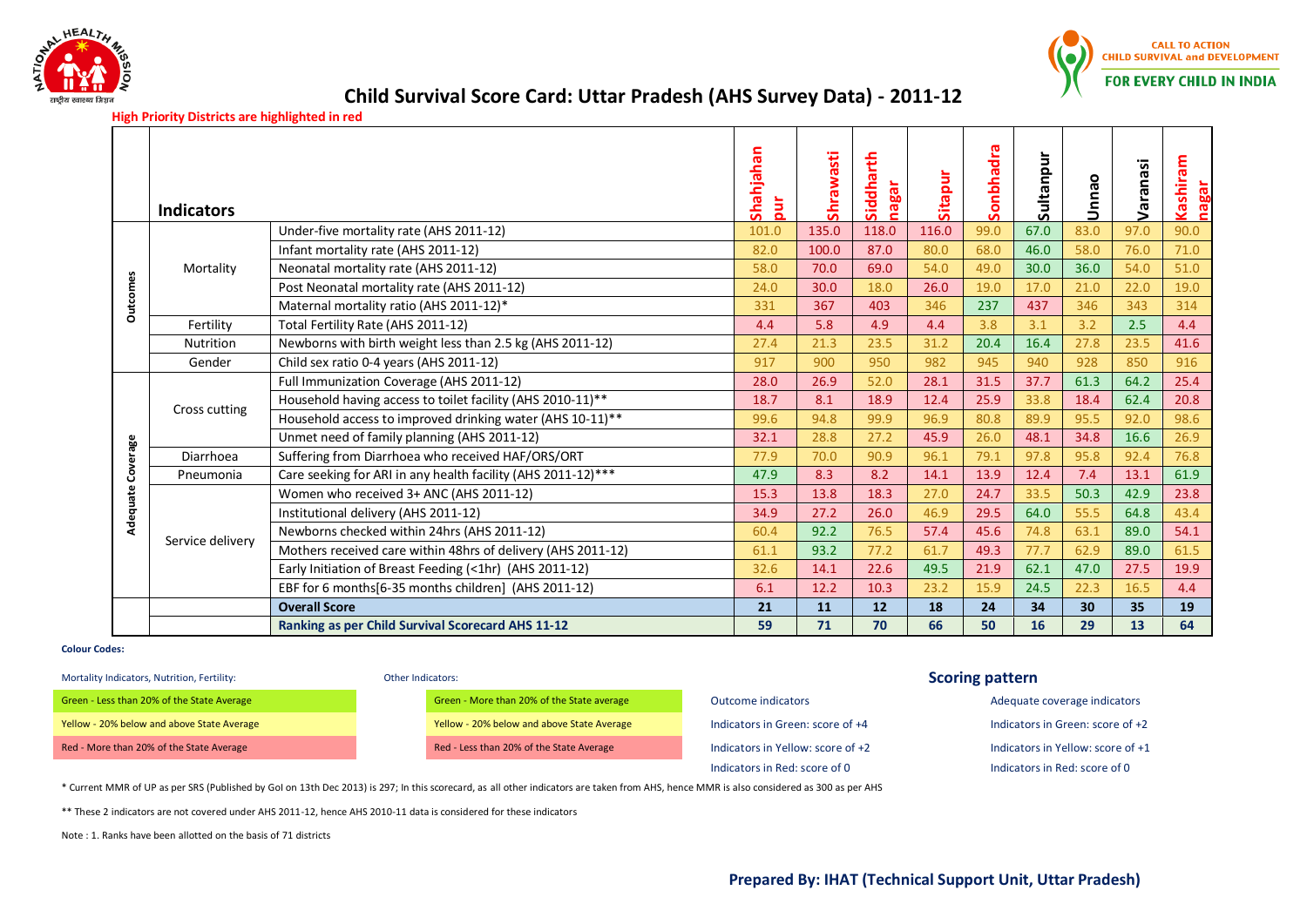# Child Survival Score Card: Uttar Pradesh (AHS Survey Data) - 2011-12

**High Priority Districts are highlighted in red**

| | Indicators | | Shahjahanpur | Shrawasti | Siddharthnagar | Sitapur | Sonbhadra | Sultanpur | Unnao | Varanasi | Kashiramnagar |
|---|---|---|---|---|---|---|---|---|---|---|---|
| Outcomes | Mortality | Under-five mortality rate (AHS 2011-12) | 101.0 | 135.0 | 118.0 | 116.0 | 99.0 | 67.0 | 83.0 | 97.0 | 90.0 |
| | | Infant mortality rate (AHS 2011-12) | 82.0 | 100.0 | 87.0 | 80.0 | 68.0 | 46.0 | 58.0 | 76.0 | 71.0 |
| | | Neonatal mortality rate (AHS 2011-12) | 58.0 | 70.0 | 69.0 | 54.0 | 49.0 | 30.0 | 36.0 | 54.0 | 51.0 |
| | | Post Neonatal mortality rate (AHS 2011-12) | 24.0 | 30.0 | 18.0 | 26.0 | 19.0 | 17.0 | 21.0 | 22.0 | 19.0 |
| | | Maternal mortality ratio (AHS 2011-12)* | 331 | 367 | 403 | 346 | 237 | 437 | 346 | 343 | 314 |
| | Fertility | Total Fertility Rate (AHS 2011-12) | 4.4 | 5.8 | 4.9 | 4.4 | 3.8 | 3.1 | 3.2 | 2.5 | 4.4 |
| | Nutrition | Newborns with birth weight less than 2.5 kg (AHS 2011-12) | 27.4 | 21.3 | 23.5 | 31.2 | 20.4 | 16.4 | 27.8 | 23.5 | 41.6 |
| | Gender | Child sex ratio 0-4 years (AHS 2011-12) | 917 | 900 | 950 | 982 | 945 | 940 | 928 | 850 | 916 |
| Adequate Coverage | Cross cutting | Full Immunization Coverage (AHS 2011-12) | 28.0 | 26.9 | 52.0 | 28.1 | 31.5 | 37.7 | 61.3 | 64.2 | 25.4 |
| | | Household having access to toilet facility (AHS 2010-11)** | 18.7 | 8.1 | 18.9 | 12.4 | 25.9 | 33.8 | 18.4 | 62.4 | 20.8 |
| | | Household access to improved drinking water (AHS 10-11)** | 99.6 | 94.8 | 99.9 | 96.9 | 80.8 | 89.9 | 95.5 | 92.0 | 98.6 |
| | | Unmet need of family planning (AHS 2011-12) | 32.1 | 28.8 | 27.2 | 45.9 | 26.0 | 48.1 | 34.8 | 16.6 | 26.9 |
| | Diarrhoea | Suffering from Diarrhoea who received HAF/ORS/ORT | 77.9 | 70.0 | 90.9 | 96.1 | 79.1 | 97.8 | 95.8 | 92.4 | 76.8 |
| | Pneumonia | Care seeking for ARI in any health facility (AHS 2011-12)*** | 47.9 | 8.3 | 8.2 | 14.1 | 13.9 | 12.4 | 7.4 | 13.1 | 61.9 |
| | Service delivery | Women who received 3+ ANC (AHS 2011-12) | 15.3 | 13.8 | 18.3 | 27.0 | 24.7 | 33.5 | 50.3 | 42.9 | 23.8 |
| | | Institutional delivery (AHS 2011-12) | 34.9 | 27.2 | 26.0 | 46.9 | 29.5 | 64.0 | 55.5 | 64.8 | 43.4 |
| | | Newborns checked within 24hrs (AHS 2011-12) | 60.4 | 92.2 | 76.5 | 57.4 | 45.6 | 74.8 | 63.1 | 89.0 | 54.1 |
| | | Mothers received care within 48hrs of delivery (AHS 2011-12) | 61.1 | 93.2 | 77.2 | 61.7 | 49.3 | 77.7 | 62.9 | 89.0 | 61.5 |
| | | Early Initiation of Breast Feeding (<1hr) (AHS 2011-12) | 32.6 | 14.1 | 22.6 | 49.5 | 21.9 | 62.1 | 47.0 | 27.5 | 19.9 |
| | | EBF for 6 months[6-35 months children] (AHS 2011-12) | 6.1 | 12.2 | 10.3 | 23.2 | 15.9 | 24.5 | 22.3 | 16.5 | 4.4 |
| | | **Overall Score** | **21** | **11** | **12** | **18** | **24** | **34** | **30** | **35** | **19** |
| | | **Ranking as per Child Survival Scorecard AHS 11-12** | **59** | **71** | **70** | **66** | **50** | **16** | **29** | **13** | **64** |

**Colour Codes:**

| Mortality Indicators, Nutrition, Fertility: | Other Indicators: |
|---|---|
| Green - Less than 20% of the State Average | Green - More than 20% of the State average |
| Yellow - 20% below and above State Average | Yellow - 20% below and above State Average |
| Red - More than 20% of the State Average | Red - Less than 20% of the State Average |

**Scoring pattern**

| Outcome indicators | Adequate coverage indicators |
|---|---|
| Indicators in Green: score of +4 | Indicators in Green: score of +2 |
| Indicators in Yellow: score of +2 | Indicators in Yellow: score of +1 |
| Indicators in Red: score of 0 | Indicators in Red: score of 0 |

\* Current MMR of UP as per SRS (Published by GoI on 13th Dec 2013) is 297; In this scorecard, as all other indicators are taken from AHS, hence MMR is also considered as 300 as per AHS

** These 2 indicators are not covered under AHS 2011-12, hence AHS 2010-11 data is considered for these indicators

Note : 1. Ranks have been allotted on the basis of 71 districts

**Prepared By: IHAT (Technical Support Unit, Uttar Pradesh)**